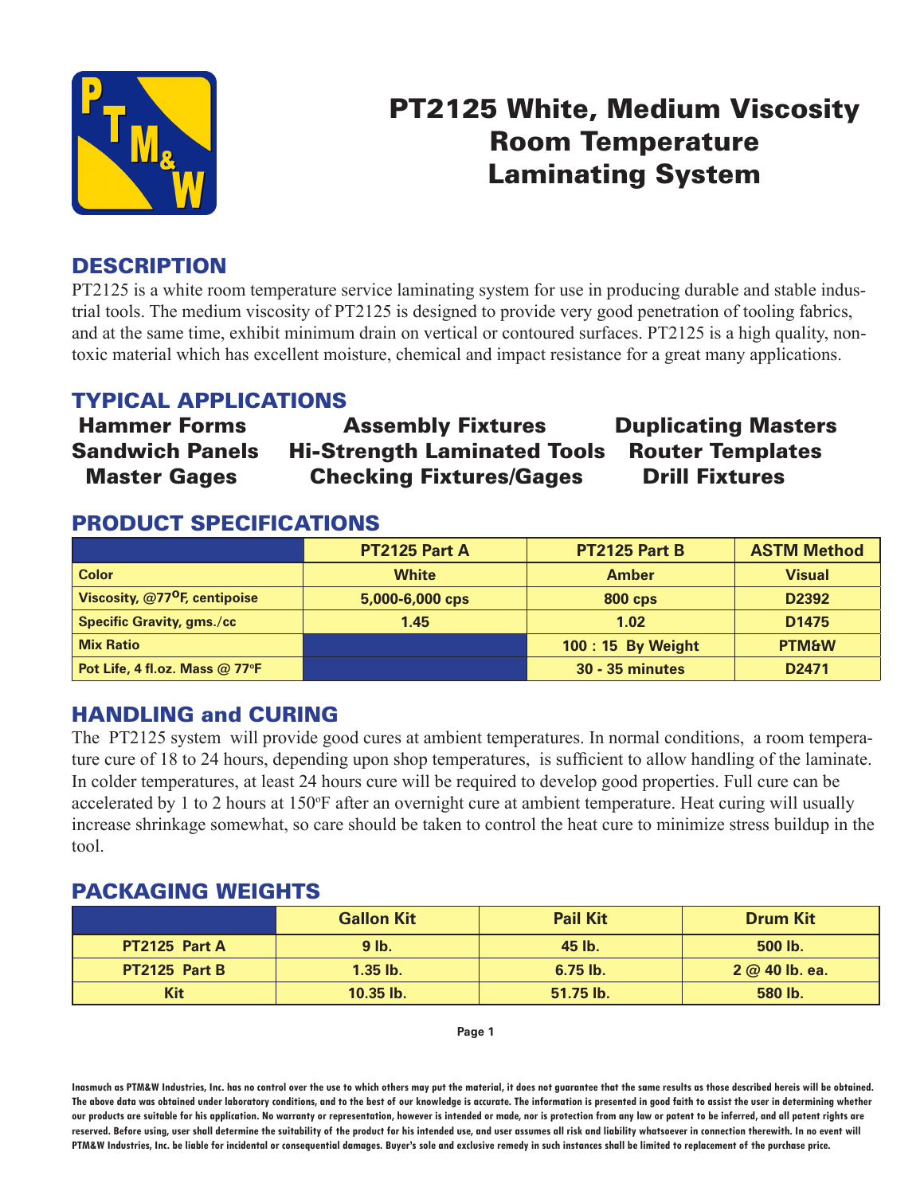# PT2125 White, Medium Viscosity Room Temperature Laminating System

## DESCRIPTION

PT2125 is a white room temperature service laminating system for use in producing durable and stable industrial tools. The medium viscosity of PT2125 is designed to provide very good penetration of tooling fabrics, and at the same time, exhibit minimum drain on vertical or contoured surfaces. PT2125 is a high quality, non-toxic material which has excellent moisture, chemical and impact resistance for a great many applications.

## TYPICAL APPLICATIONS

| | | |
|---|---|---|
| **Hammer Forms** | **Assembly Fixtures** | **Duplicating Masters** |
| **Sandwich Panels** | **Hi-Strength Laminated Tools** | **Router Templates** |
| **Master Gages** | **Checking Fixtures/Gages** | **Drill Fixtures** |

## PRODUCT SPECIFICATIONS

| | PT2125 Part A | PT2125 Part B | ASTM Method |
|---|---|---|---|
| Color | White | Amber | Visual |
| Viscosity, @77°F, centipoise | 5,000-6,000 cps | 800 cps | D2392 |
| Specific Gravity, gms./cc | 1.45 | 1.02 | D1475 |
| Mix Ratio | | 100 : 15 By Weight | PTM&W |
| Pot Life, 4 fl.oz. Mass @ 77°F | | 30 - 35 minutes | D2471 |

## HANDLING and CURING

The PT2125 system will provide good cures at ambient temperatures. In normal conditions, a room temperature cure of 18 to 24 hours, depending upon shop temperatures, is sufficient to allow handling of the laminate. In colder temperatures, at least 24 hours cure will be required to develop good properties. Full cure can be accelerated by 1 to 2 hours at 150°F after an overnight cure at ambient temperature. Heat curing will usually increase shrinkage somewhat, so care should be taken to control the heat cure to minimize stress buildup in the tool.

## PACKAGING WEIGHTS

| | Gallon Kit | Pail Kit | Drum Kit |
|---|---|---|---|
| PT2125 Part A | 9 lb. | 45 lb. | 500 lb. |
| PT2125 Part B | 1.35 lb. | 6.75 lb. | 2 @ 40 lb. ea. |
| Kit | 10.35 lb. | 51.75 lb. | 580 lb. |

**Inasmuch as PTM&W Industries, Inc. has no control over the use to which others may put the material, it does not guarantee that the same results as those described hereis will be obtained. The above data was obtained under laboratory conditions, and to the best of our knowledge is accurate. The information is presented in good faith to assist the user in determining whether our products are suitable for his application. No warranty or representation, however is intended or made, nor is protection from any law or patent to be inferred, and all patent rights are reserved. Before using, user shall determine the suitability of the product for his intended use, and user assumes all risk and liability whatsoever in connection therewith. In no event will PTM&W Industries, Inc. be liable for incidental or consequential damages. Buyer's sole and exclusive remedy in such instances shall be limited to replacement of the purchase price.**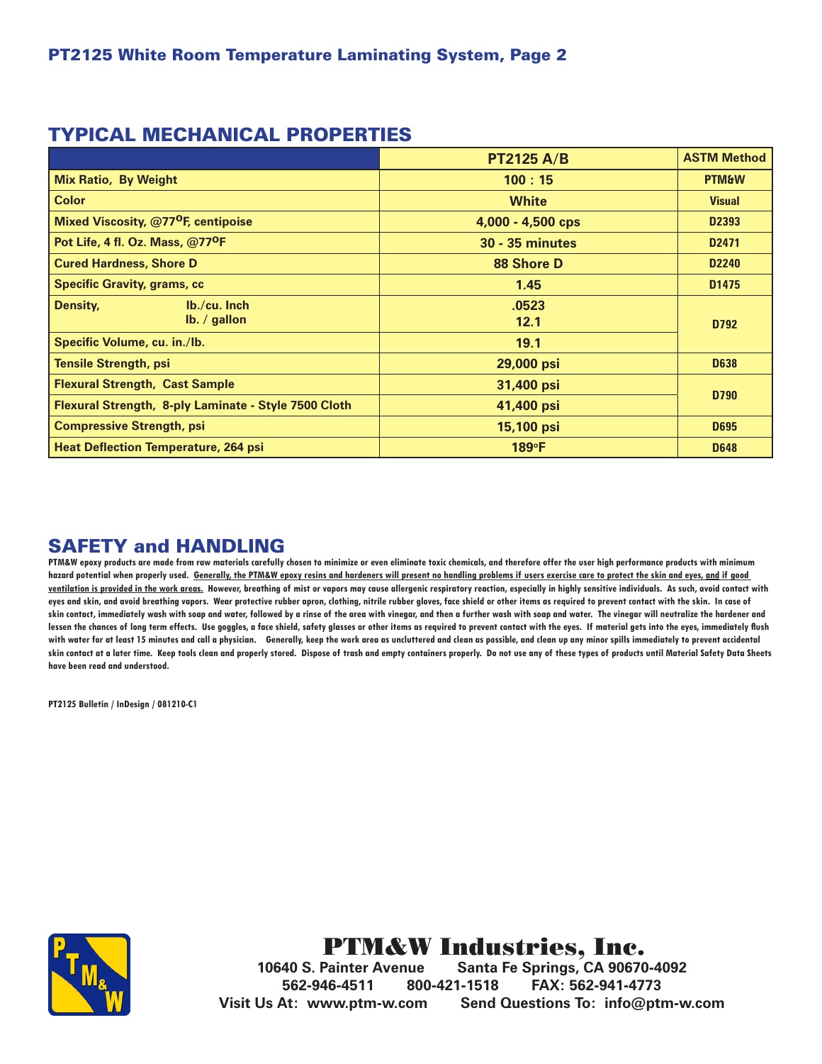## TYPICAL MECHANICAL PROPERTIES

| | PT2125 A/B | ASTM Method |
|---|---|---|
| Mix Ratio, By Weight | 100 : 15 | PTM&W |
| Color | White | Visual |
| Mixed Viscosity, @77°F, centipoise | 4,000 - 4,500 cps | D2393 |
| Pot Life, 4 fl. Oz. Mass, @77°F | 30 - 35 minutes | D2471 |
| Cured Hardness, Shore D | 88 Shore D | D2240 |
| Specific Gravity, grams, cc | 1.45 | D1475 |
| Density, lb./cu. Inch<br>lb. / gallon | .0523<br>12.1 | D792 |
| Specific Volume, cu. in./lb. | 19.1 | |
| Tensile Strength, psi | 29,000 psi | D638 |
| Flexural Strength, Cast Sample | 31,400 psi | D790 |
| Flexural Strength, 8-ply Laminate - Style 7500 Cloth | 41,400 psi | |
| Compressive Strength, psi | 15,100 psi | D695 |
| Heat Deflection Temperature, 264 psi | 189°F | D648 |

## SAFETY and HANDLING

PTM&W epoxy products are made from raw materials carefully chosen to minimize or even eliminate toxic chemicals, and therefore offer the user high performance products with minimum hazard potential when properly used. Generally, the PTM&W epoxy resins and hardeners will present no handling problems if users exercise care to protect the skin and eyes, and if good ventilation is provided in the work areas. However, breathing of mist or vapors may cause allergenic respiratory reaction, especially in highly sensitive individuals. As such, avoid contact with eyes and skin, and avoid breathing vapors. Wear protective rubber apron, clothing, nitrile rubber gloves, face shield or other items as required to prevent contact with the skin. In case of skin contact, immediately wash with soap and water, followed by a rinse of the area with vinegar, and then a further wash with soap and water. The vinegar will neutralize the hardener and lessen the chances of long term effects. Use goggles, a face shield, safety glasses or other items as required to prevent contact with the eyes. If material gets into the eyes, immediately flush with water for at least 15 minutes and call a physician. Generally, keep the work area as uncluttered and clean as possible, and clean up any minor spills immediately to prevent accidental skin contact at a later time. Keep tools clean and properly stored. Dispose of trash and empty containers properly. Do not use any of these types of products until Material Safety Data Sheets have been read and understood.

PT2125 Bulletin / InDesign / 081210-C1

**PTM&W Industries, Inc.**

10640 S. Painter Avenue Santa Fe Springs, CA 90670-4092

562-946-4511 800-421-1518 FAX: 562-941-4773

Visit Us At: www.ptm-w.com Send Questions To: info@ptm-w.com